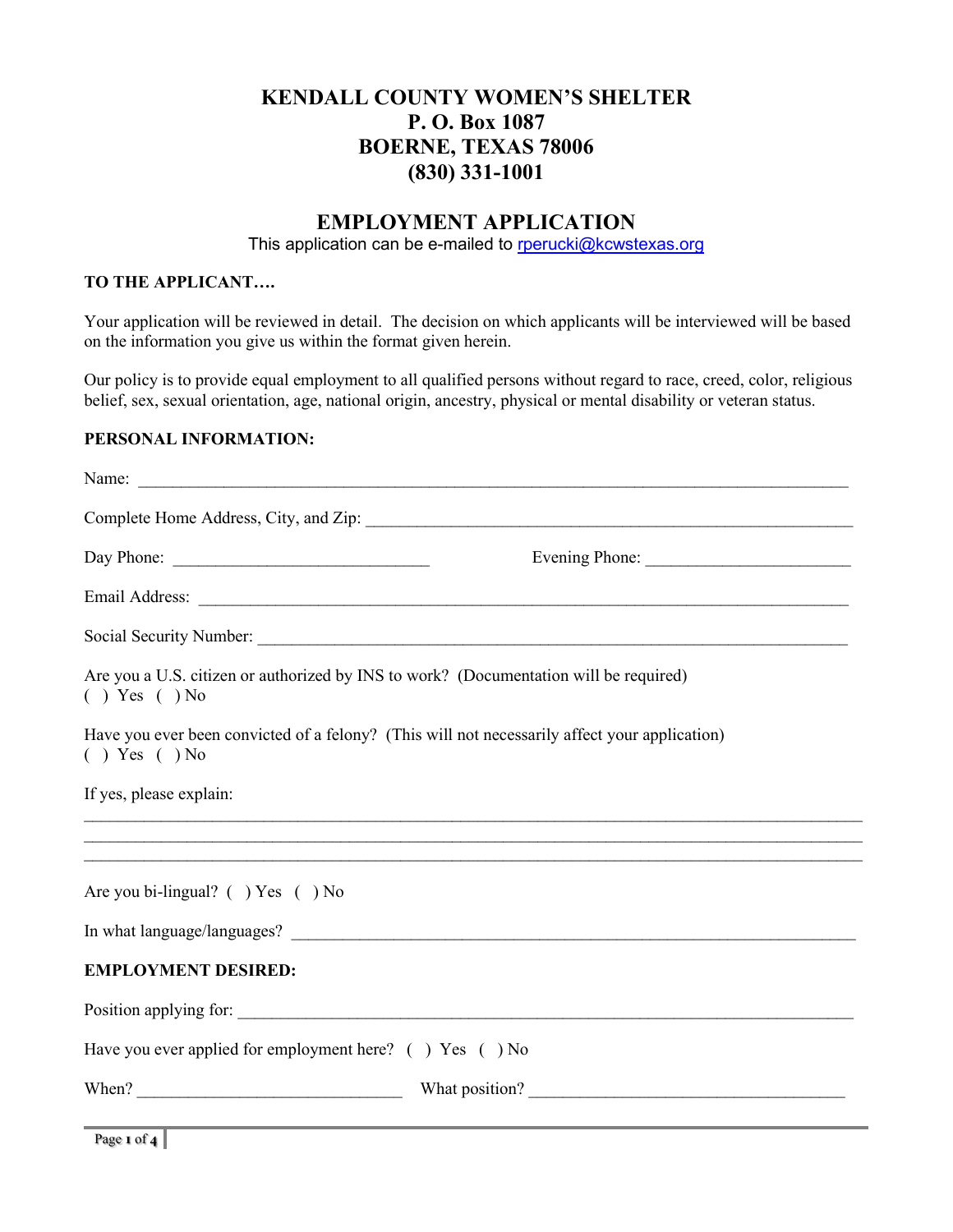# KENDALL COUNTY WOMEN'S SHELTER
# P. O. Box 1087
# BOERNE, TEXAS 78006
# (830) 331-1001

## EMPLOYMENT APPLICATION

This application can be e-mailed to rperucki@kcwstexas.org

**TO THE APPLICANT….**

Your application will be reviewed in detail. The decision on which applicants will be interviewed will be based on the information you give us within the format given herein.

Our policy is to provide equal employment to all qualified persons without regard to race, creed, color, religious belief, sex, sexual orientation, age, national origin, ancestry, physical or mental disability or veteran status.

**PERSONAL INFORMATION:**

Name: ______________________________________________________________________

Complete Home Address, City, and Zip: ________________________________________________

Day Phone: ____________________________ Evening Phone: ______________________

Email Address: _______________________________________________________________

Social Security Number: _________________________________________________________

Are you a U.S. citizen or authorized by INS to work? (Documentation will be required)
( ) Yes ( ) No

Have you ever been convicted of a felony? (This will not necessarily affect your application)
( ) Yes ( ) No

If yes, please explain:
_____________________________________________________________________________
_____________________________________________________________________________
_____________________________________________________________________________

Are you bi-lingual? ( ) Yes ( ) No

In what language/languages? ______________________________________________________

**EMPLOYMENT DESIRED:**

Position applying for: ____________________________________________________________

Have you ever applied for employment here? ( ) Yes ( ) No

When? ____________________________ What position? ___________________________________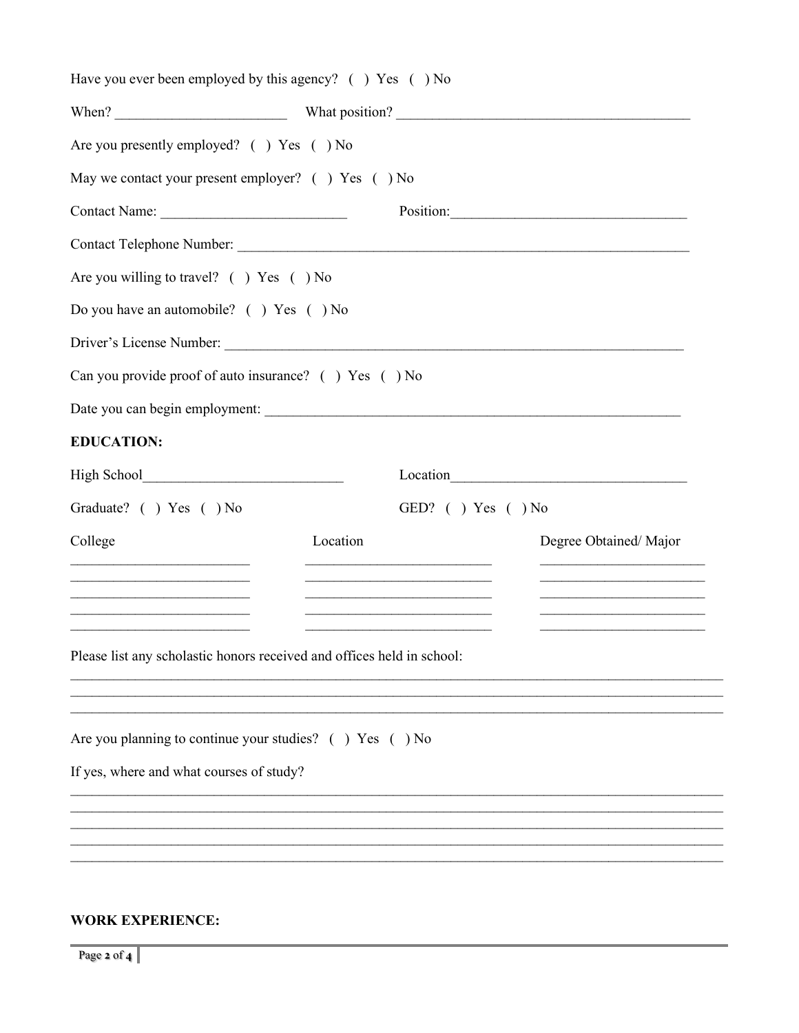Have you ever been employed by this agency? ( ) Yes ( ) No

When? ________________________ What position? _________________________________________

Are you presently employed? ( ) Yes ( ) No

May we contact your present employer? ( ) Yes ( ) No

Contact Name: __________________________ Position: _________________________________

Contact Telephone Number: _________________________________________________________________

Are you willing to travel? ( ) Yes ( ) No

Do you have an automobile? ( ) Yes ( ) No

Driver's License Number: ___________________________________________________________________

Can you provide proof of auto insurance? ( ) Yes ( ) No

Date you can begin employment: _____________________________________________________________

**EDUCATION:**

High School____________________________ Location_________________________________

Graduate? ( ) Yes ( ) No GED? ( ) Yes ( ) No

| College | Location | Degree Obtained/ Major |
| --- | --- | --- |
| | | |
| | | |
| | | |
| | | |

Please list any scholastic honors received and offices held in school:

_____________________________________________________________________________________________
_____________________________________________________________________________________________
_____________________________________________________________________________________________

Are you planning to continue your studies? ( ) Yes ( ) No

If yes, where and what courses of study?

_____________________________________________________________________________________________
_____________________________________________________________________________________________
_____________________________________________________________________________________________
_____________________________________________________________________________________________
_____________________________________________________________________________________________

**WORK EXPERIENCE:**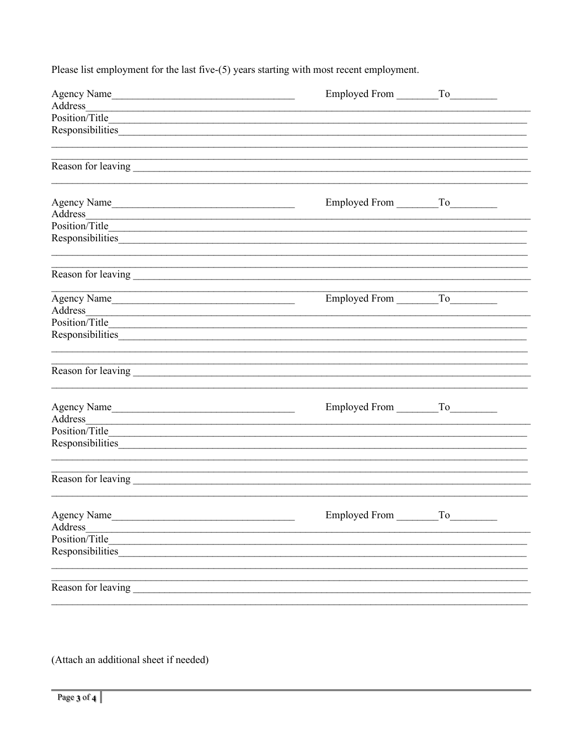Please list employment for the last five-(5) years starting with most recent employment.

Agency Name____________________________________ Employed From ________To_________
Address_________________________________________________________________________________
Position/Title____________________________________________________________________________
Responsibilities__________________________________________________________________________
________________________________________________________________________________________
________________________________________________________________________________________
Reason for leaving _______________________________________________________________________
________________________________________________________________________________________

Agency Name____________________________________ Employed From ________To_________
Address_________________________________________________________________________________
Position/Title____________________________________________________________________________
Responsibilities__________________________________________________________________________
________________________________________________________________________________________
________________________________________________________________________________________
Reason for leaving _______________________________________________________________________
________________________________________________________________________________________

Agency Name____________________________________ Employed From ________To_________
Address_________________________________________________________________________________
Position/Title____________________________________________________________________________
Responsibilities__________________________________________________________________________
________________________________________________________________________________________
________________________________________________________________________________________
Reason for leaving _______________________________________________________________________
________________________________________________________________________________________

Agency Name____________________________________ Employed From ________To_________
Address_________________________________________________________________________________
Position/Title____________________________________________________________________________
Responsibilities__________________________________________________________________________
________________________________________________________________________________________
________________________________________________________________________________________
Reason for leaving _______________________________________________________________________
________________________________________________________________________________________

Agency Name____________________________________ Employed From ________To_________
Address_________________________________________________________________________________
Position/Title____________________________________________________________________________
Responsibilities__________________________________________________________________________
________________________________________________________________________________________
________________________________________________________________________________________
Reason for leaving _______________________________________________________________________
________________________________________________________________________________________

(Attach an additional sheet if needed)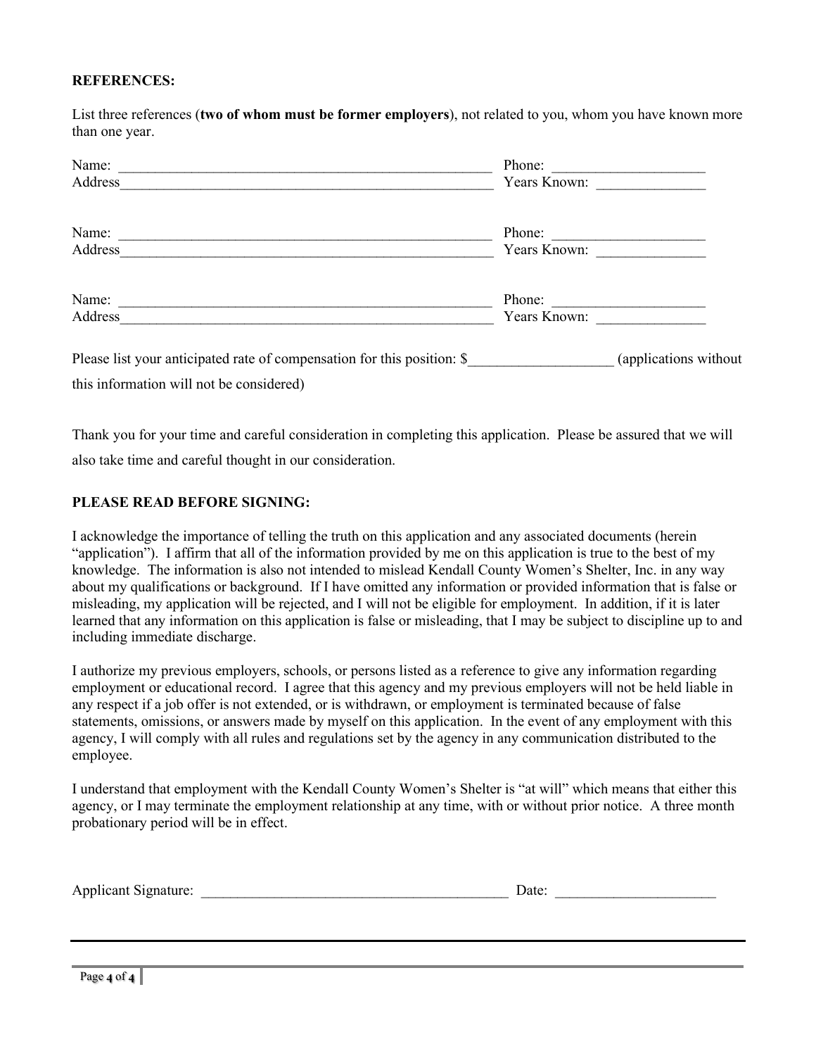**REFERENCES:**

List three references (**two of whom must be former employers**), not related to you, whom you have known more than one year.

Name: _____________________________________________________ Phone: _____________________
Address_____________________________________________________ Years Known: _______________

Name: _____________________________________________________ Phone: _____________________
Address_____________________________________________________ Years Known: _______________

Name: _____________________________________________________ Phone: _____________________
Address_____________________________________________________ Years Known: _______________

Please list your anticipated rate of compensation for this position: $____________________ (applications without this information will not be considered)

Thank you for your time and careful consideration in completing this application. Please be assured that we will also take time and careful thought in our consideration.

**PLEASE READ BEFORE SIGNING:**

I acknowledge the importance of telling the truth on this application and any associated documents (herein "application"). I affirm that all of the information provided by me on this application is true to the best of my knowledge. The information is also not intended to mislead Kendall County Women's Shelter, Inc. in any way about my qualifications or background. If I have omitted any information or provided information that is false or misleading, my application will be rejected, and I will not be eligible for employment. In addition, if it is later learned that any information on this application is false or misleading, that I may be subject to discipline up to and including immediate discharge.

I authorize my previous employers, schools, or persons listed as a reference to give any information regarding employment or educational record. I agree that this agency and my previous employers will not be held liable in any respect if a job offer is not extended, or is withdrawn, or employment is terminated because of false statements, omissions, or answers made by myself on this application. In the event of any employment with this agency, I will comply with all rules and regulations set by the agency in any communication distributed to the employee.

I understand that employment with the Kendall County Women's Shelter is "at will" which means that either this agency, or I may terminate the employment relationship at any time, with or without prior notice. A three month probationary period will be in effect.

Applicant Signature: ____________________________________________ Date: ______________________